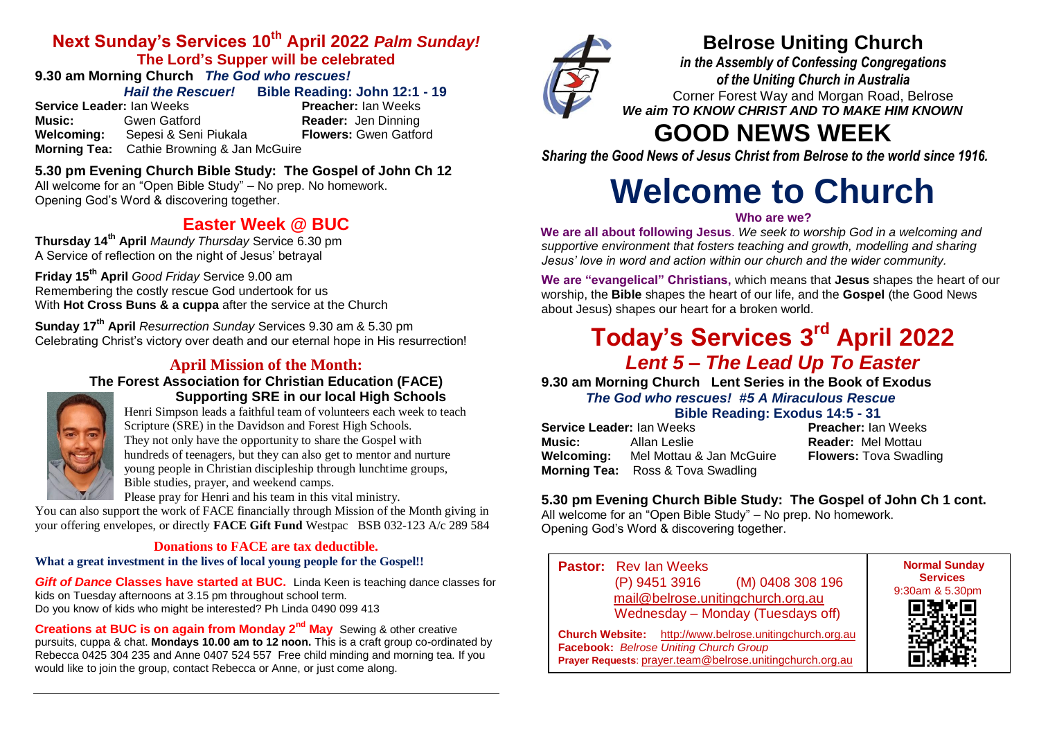## Next Sunday's Services 10th April 2022 *Palm Sunday!*

**The Lord's Supper will be celebrated**

**9.30 am Morning Church** ***The God who rescues!***

***Hail the Rescuer!*** **Bible Reading: John 12:1 - 19**

**Service Leader:** Ian Weeks **Preacher:** Ian Weeks
**Music:** Gwen Gatford **Reader:** Jen Dinning
**Welcoming:** Sepesi & Seni Piukala **Flowers:** Gwen Gatford
**Morning Tea:** Cathie Browning & Jan McGuire

**5.30 pm Evening Church Bible Study: The Gospel of John Ch 12**
All welcome for an "Open Bible Study" – No prep. No homework.
Opening God's Word & discovering together.

## Easter Week @ BUC

**Thursday 14th April** *Maundy Thursday* Service 6.30 pm
A Service of reflection on the night of Jesus' betrayal

**Friday 15th April** *Good Friday* Service 9.00 am
Remembering the costly rescue God undertook for us
With **Hot Cross Buns & a cuppa** after the service at the Church

**Sunday 17th April** *Resurrection Sunday* Services 9.30 am & 5.30 pm
Celebrating Christ's victory over death and our eternal hope in His resurrection!

### April Mission of the Month:

**The Forest Association for Christian Education (FACE)**
**Supporting SRE in our local High Schools**

Henri Simpson leads a faithful team of volunteers each week to teach Scripture (SRE) in the Davidson and Forest High Schools. They not only have the opportunity to share the Gospel with hundreds of teenagers, but they can also get to mentor and nurture young people in Christian discipleship through lunchtime groups, Bible studies, prayer, and weekend camps.
Please pray for Henri and his team in this vital ministry.

You can also support the work of FACE financially through Mission of the Month giving in your offering envelopes, or directly **FACE Gift Fund** Westpac BSB 032-123 A/c 289 584

**Donations to FACE are tax deductible.**
**What a great investment in the lives of local young people for the Gospel!!**

***Gift of Dance*** **Classes have started at BUC.** Linda Keen is teaching dance classes for kids on Tuesday afternoons at 3.15 pm throughout school term.
Do you know of kids who might be interested? Ph Linda 0490 099 413

**Creations at BUC is on again from Monday 2nd May** Sewing & other creative pursuits, cuppa & chat. **Mondays 10.00 am to 12 noon.** This is a craft group co-ordinated by Rebecca 0425 304 235 and Anne 0407 524 557 Free child minding and morning tea. If you would like to join the group, contact Rebecca or Anne, or just come along.

# Belrose Uniting Church

***in the Assembly of Confessing Congregations of the Uniting Church in Australia***
Corner Forest Way and Morgan Road, Belrose
***We aim TO KNOW CHRIST AND TO MAKE HIM KNOWN***

# GOOD NEWS WEEK

***Sharing the Good News of Jesus Christ from Belrose to the world since 1916.***

# Welcome to Church

**Who are we?**

**We are all about following Jesus**. *We seek to worship God in a welcoming and supportive environment that fosters teaching and growth, modelling and sharing Jesus' love in word and action within our church and the wider community.*

**We are "evangelical" Christians,** which means that **Jesus** shapes the heart of our worship, the **Bible** shapes the heart of our life, and the **Gospel** (the Good News about Jesus) shapes our heart for a broken world.

# Today's Services 3rd April 2022

## *Lent 5 – The Lead Up To Easter*

**9.30 am Morning Church Lent Series in the Book of Exodus**
***The God who rescues! #5 A Miraculous Rescue***
**Bible Reading: Exodus 14:5 - 31**

**Service Leader:** Ian Weeks **Preacher:** Ian Weeks
**Music:** Allan Leslie **Reader:** Mel Mottau
**Welcoming:** Mel Mottau & Jan McGuire **Flowers:** Tova Swadling
**Morning Tea:** Ross & Tova Swadling

**5.30 pm Evening Church Bible Study: The Gospel of John Ch 1 cont.**
All welcome for an "Open Bible Study" – No prep. No homework.
Opening God's Word & discovering together.

**Pastor:** Rev Ian Weeks
(P) 9451 3916 (M) 0408 308 196
mail@belrose.unitingchurch.org.au
Wednesday – Monday (Tuesdays off)

**Church Website:** http://www.belrose.unitingchurch.org.au
**Facebook:** *Belrose Uniting Church Group*
**Prayer Requests**: prayer.team@belrose.unitingchurch.org.au

**Normal Sunday Services**
9:30am & 5.30pm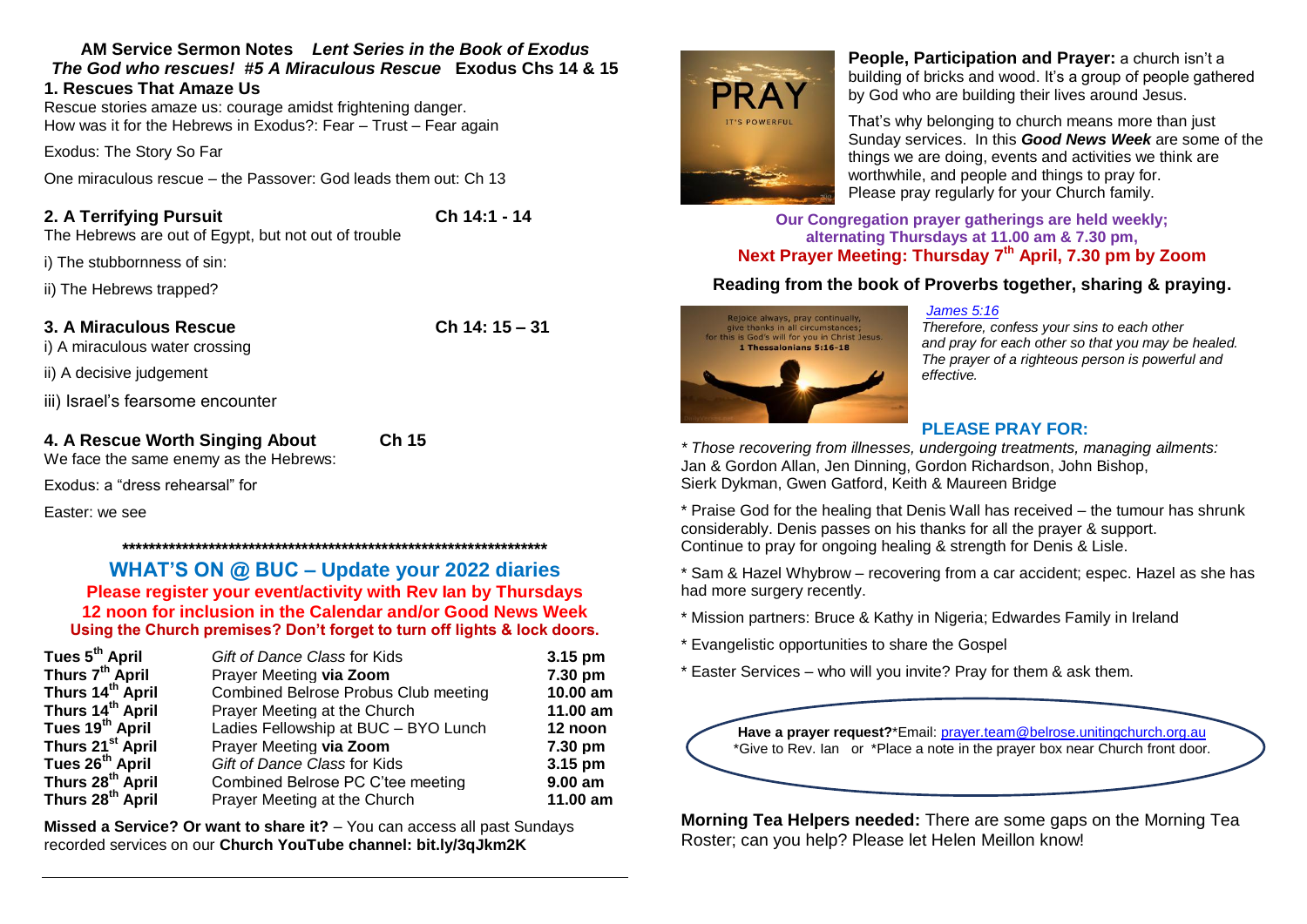## AM Service Sermon Notes *Lent Series in the Book of Exodus*

### *The God who rescues! #5 A Miraculous Rescue* Exodus Chs 14 & 15

**1. Rescues That Amaze Us**

Rescue stories amaze us: courage amidst frightening danger.
How was it for the Hebrews in Exodus?: Fear – Trust – Fear again

Exodus: The Story So Far

One miraculous rescue – the Passover: God leads them out: Ch 13

**2. A Terrifying Pursuit** **Ch 14:1 - 14**

The Hebrews are out of Egypt, but not out of trouble

i) The stubbornness of sin:

ii) The Hebrews trapped?

**3. A Miraculous Rescue** **Ch 14: 15 – 31**

i) A miraculous water crossing

ii) A decisive judgement

iii) Israel's fearsome encounter

**4. A Rescue Worth Singing About** **Ch 15**

We face the same enemy as the Hebrews:

Exodus: a "dress rehearsal" for

Easter: we see

**********************************************************************

## WHAT'S ON @ BUC – Update your 2022 diaries

**Please register your event/activity with Rev Ian by Thursdays 12 noon for inclusion in the Calendar and/or Good News Week**
**Using the Church premises? Don't forget to turn off lights & lock doors.**

| | | |
|---|---|---|
| **Tues 5th April** | *Gift of Dance Class* for Kids | **3.15 pm** |
| **Thurs 7th April** | Prayer Meeting **via Zoom** | **7.30 pm** |
| **Thurs 14th April** | Combined Belrose Probus Club meeting | **10.00 am** |
| **Thurs 14th April** | Prayer Meeting at the Church | **11.00 am** |
| **Tues 19th April** | Ladies Fellowship at BUC – BYO Lunch | **12 noon** |
| **Thurs 21st April** | Prayer Meeting **via Zoom** | **7.30 pm** |
| **Tues 26th April** | *Gift of Dance Class* for Kids | **3.15 pm** |
| **Thurs 28th April** | Combined Belrose PC C'tee meeting | **9.00 am** |
| **Thurs 28th April** | Prayer Meeting at the Church | **11.00 am** |

**Missed a Service? Or want to share it?** – You can access all past Sundays recorded services on our **Church YouTube channel: bit.ly/3qJkm2K**

**People, Participation and Prayer:** a church isn't a building of bricks and wood. It's a group of people gathered by God who are building their lives around Jesus.

That's why belonging to church means more than just Sunday services. In this ***Good News Week*** are some of the things we are doing, events and activities we think are worthwhile, and people and things to pray for.
Please pray regularly for your Church family.

**Our Congregation prayer gatherings are held weekly; alternating Thursdays at 11.00 am & 7.30 pm,**
**Next Prayer Meeting: Thursday 7th April, 7.30 pm by Zoom**

**Reading from the book of Proverbs together, sharing & praying.**

*James 5:16*
*Therefore, confess your sins to each other and pray for each other so that you may be healed. The prayer of a righteous person is powerful and effective.*

### PLEASE PRAY FOR:

* *Those recovering from illnesses, undergoing treatments, managing ailments:* Jan & Gordon Allan, Jen Dinning, Gordon Richardson, John Bishop, Sierk Dykman, Gwen Gatford, Keith & Maureen Bridge

* Praise God for the healing that Denis Wall has received – the tumour has shrunk considerably. Denis passes on his thanks for all the prayer & support. Continue to pray for ongoing healing & strength for Denis & Lisle.

* Sam & Hazel Whybrow – recovering from a car accident; espec. Hazel as she has had more surgery recently.

* Mission partners: Bruce & Kathy in Nigeria; Edwardes Family in Ireland

* Evangelistic opportunities to share the Gospel

* Easter Services – who will you invite? Pray for them & ask them.

**Have a prayer request?***Email: prayer.team@belrose.unitingchurch.org.au
*Give to Rev. Ian or *Place a note in the prayer box near Church front door.

**Morning Tea Helpers needed:** There are some gaps on the Morning Tea Roster; can you help? Please let Helen Meillon know!